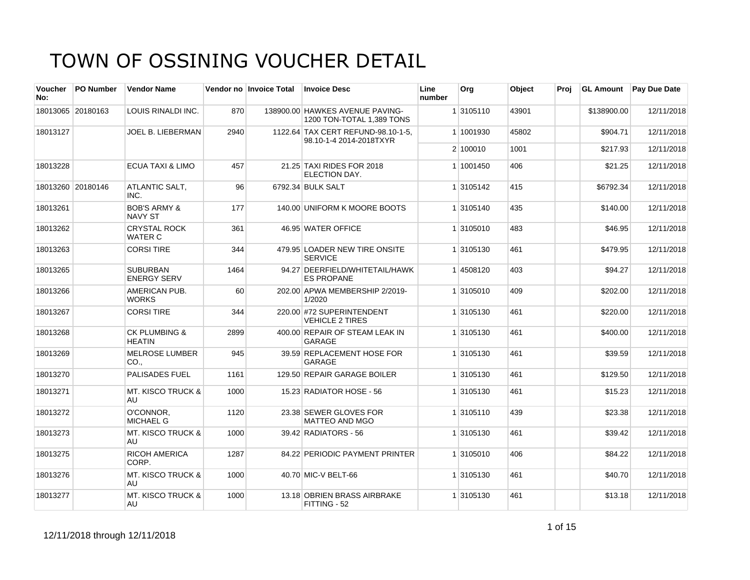# TOWN OF OSSINING VOUCHER DETAIL

| Voucher No: | PO Number | Vendor Name | Vendor no | Invoice Total | Invoice Desc | Line number | Org | Object | Proj | GL Amount | Pay Due Date |
|---|---|---|---|---|---|---|---|---|---|---|---|
| 18013065 | 20180163 | LOUIS RINALDI INC. | 870 | 138900.00 | HAWKES AVENUE PAVING-1200 TON-TOTAL 1,389 TONS | 1 | 3105110 | 43901 | | $138900.00 | 12/11/2018 |
| 18013127 | | JOEL B. LIEBERMAN | 2940 | 1122.64 | TAX CERT REFUND-98.10-1-5, 98.10-1-4 2014-2018TXYR | 1 | 1001930 | 45802 | | $904.71 | 12/11/2018 |
| | | | | | | 2 | 100010 | 1001 | | $217.93 | 12/11/2018 |
| 18013228 | | ECUA TAXI & LIMO | 457 | 21.25 | TAXI RIDES FOR 2018 ELECTION DAY. | 1 | 1001450 | 406 | | $21.25 | 12/11/2018 |
| 18013260 | 20180146 | ATLANTIC SALT, INC. | 96 | 6792.34 | BULK SALT | 1 | 3105142 | 415 | | $6792.34 | 12/11/2018 |
| 18013261 | | BOB'S ARMY & NAVY ST | 177 | 140.00 | UNIFORM K MOORE BOOTS | 1 | 3105140 | 435 | | $140.00 | 12/11/2018 |
| 18013262 | | CRYSTAL ROCK WATER C | 361 | 46.95 | WATER OFFICE | 1 | 3105010 | 483 | | $46.95 | 12/11/2018 |
| 18013263 | | CORSI TIRE | 344 | 479.95 | LOADER NEW TIRE ONSITE SERVICE | 1 | 3105130 | 461 | | $479.95 | 12/11/2018 |
| 18013265 | | SUBURBAN ENERGY SERV | 1464 | 94.27 | DEERFIELD/WHITETAIL/HAWKES PROPANE | 1 | 4508120 | 403 | | $94.27 | 12/11/2018 |
| 18013266 | | AMERICAN PUB. WORKS | 60 | 202.00 | APWA MEMBERSHIP 2/2019-1/2020 | 1 | 3105010 | 409 | | $202.00 | 12/11/2018 |
| 18013267 | | CORSI TIRE | 344 | 220.00 | #72 SUPERINTENDENT VEHICLE 2 TIRES | 1 | 3105130 | 461 | | $220.00 | 12/11/2018 |
| 18013268 | | CK PLUMBING & HEATIN | 2899 | 400.00 | REPAIR OF STEAM LEAK IN GARAGE | 1 | 3105130 | 461 | | $400.00 | 12/11/2018 |
| 18013269 | | MELROSE LUMBER CO., | 945 | 39.59 | REPLACEMENT HOSE FOR GARAGE | 1 | 3105130 | 461 | | $39.59 | 12/11/2018 |
| 18013270 | | PALISADES FUEL | 1161 | 129.50 | REPAIR GARAGE BOILER | 1 | 3105130 | 461 | | $129.50 | 12/11/2018 |
| 18013271 | | MT. KISCO TRUCK & AU | 1000 | 15.23 | RADIATOR HOSE - 56 | 1 | 3105130 | 461 | | $15.23 | 12/11/2018 |
| 18013272 | | O'CONNOR, MICHAEL G | 1120 | 23.38 | SEWER GLOVES FOR MATTEO AND MGO | 1 | 3105110 | 439 | | $23.38 | 12/11/2018 |
| 18013273 | | MT. KISCO TRUCK & AU | 1000 | 39.42 | RADIATORS - 56 | 1 | 3105130 | 461 | | $39.42 | 12/11/2018 |
| 18013275 | | RICOH AMERICA CORP. | 1287 | 84.22 | PERIODIC PAYMENT PRINTER | 1 | 3105010 | 406 | | $84.22 | 12/11/2018 |
| 18013276 | | MT. KISCO TRUCK & AU | 1000 | 40.70 | MIC-V BELT-66 | 1 | 3105130 | 461 | | $40.70 | 12/11/2018 |
| 18013277 | | MT. KISCO TRUCK & AU | 1000 | 13.18 | OBRIEN BRASS AIRBRAKE FITTING - 52 | 1 | 3105130 | 461 | | $13.18 | 12/11/2018 |

12/11/2018 through 12/11/2018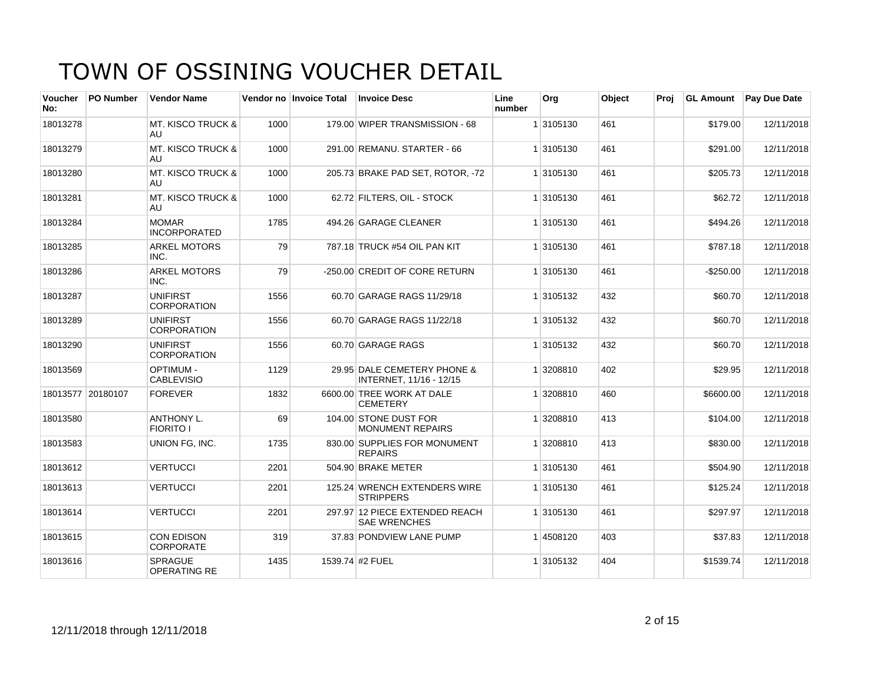# TOWN OF OSSINING VOUCHER DETAIL

| Voucher No: | PO Number | Vendor Name | Vendor no | Invoice Total | Invoice Desc | Line number | Org | Object | Proj | GL Amount | Pay Due Date |
|---|---|---|---|---|---|---|---|---|---|---|---|
| 18013278 | | MT. KISCO TRUCK & AU | 1000 | 179.00 | WIPER TRANSMISSION - 68 | 1 | 3105130 | 461 | | $179.00 | 12/11/2018 |
| 18013279 | | MT. KISCO TRUCK & AU | 1000 | 291.00 | REMANU. STARTER - 66 | 1 | 3105130 | 461 | | $291.00 | 12/11/2018 |
| 18013280 | | MT. KISCO TRUCK & AU | 1000 | 205.73 | BRAKE PAD SET, ROTOR, -72 | 1 | 3105130 | 461 | | $205.73 | 12/11/2018 |
| 18013281 | | MT. KISCO TRUCK & AU | 1000 | 62.72 | FILTERS, OIL - STOCK | 1 | 3105130 | 461 | | $62.72 | 12/11/2018 |
| 18013284 | | MOMAR INCORPORATED | 1785 | 494.26 | GARAGE CLEANER | 1 | 3105130 | 461 | | $494.26 | 12/11/2018 |
| 18013285 | | ARKEL MOTORS INC. | 79 | 787.18 | TRUCK #54 OIL PAN KIT | 1 | 3105130 | 461 | | $787.18 | 12/11/2018 |
| 18013286 | | ARKEL MOTORS INC. | 79 | -250.00 | CREDIT OF CORE RETURN | 1 | 3105130 | 461 | | -$250.00 | 12/11/2018 |
| 18013287 | | UNIFIRST CORPORATION | 1556 | 60.70 | GARAGE RAGS 11/29/18 | 1 | 3105132 | 432 | | $60.70 | 12/11/2018 |
| 18013289 | | UNIFIRST CORPORATION | 1556 | 60.70 | GARAGE RAGS 11/22/18 | 1 | 3105132 | 432 | | $60.70 | 12/11/2018 |
| 18013290 | | UNIFIRST CORPORATION | 1556 | 60.70 | GARAGE RAGS | 1 | 3105132 | 432 | | $60.70 | 12/11/2018 |
| 18013569 | | OPTIMUM - CABLEVISIO | 1129 | 29.95 | DALE CEMETERY PHONE & INTERNET, 11/16 - 12/15 | 1 | 3208810 | 402 | | $29.95 | 12/11/2018 |
| 18013577 | 20180107 | FOREVER | 1832 | 6600.00 | TREE WORK AT DALE CEMETERY | 1 | 3208810 | 460 | | $6600.00 | 12/11/2018 |
| 18013580 | | ANTHONY L. FIORITO I | 69 | 104.00 | STONE DUST FOR MONUMENT REPAIRS | 1 | 3208810 | 413 | | $104.00 | 12/11/2018 |
| 18013583 | | UNION FG, INC. | 1735 | 830.00 | SUPPLIES FOR MONUMENT REPAIRS | 1 | 3208810 | 413 | | $830.00 | 12/11/2018 |
| 18013612 | | VERTUCCI | 2201 | 504.90 | BRAKE METER | 1 | 3105130 | 461 | | $504.90 | 12/11/2018 |
| 18013613 | | VERTUCCI | 2201 | 125.24 | WRENCH EXTENDERS WIRE STRIPPERS | 1 | 3105130 | 461 | | $125.24 | 12/11/2018 |
| 18013614 | | VERTUCCI | 2201 | 297.97 | 12 PIECE EXTENDED REACH SAE WRENCHES | 1 | 3105130 | 461 | | $297.97 | 12/11/2018 |
| 18013615 | | CON EDISON CORPORATE | 319 | 37.83 | PONDVIEW LANE PUMP | 1 | 4508120 | 403 | | $37.83 | 12/11/2018 |
| 18013616 | | SPRAGUE OPERATING RE | 1435 | 1539.74 | #2 FUEL | 1 | 3105132 | 404 | | $1539.74 | 12/11/2018 |

12/11/2018 through 12/11/2018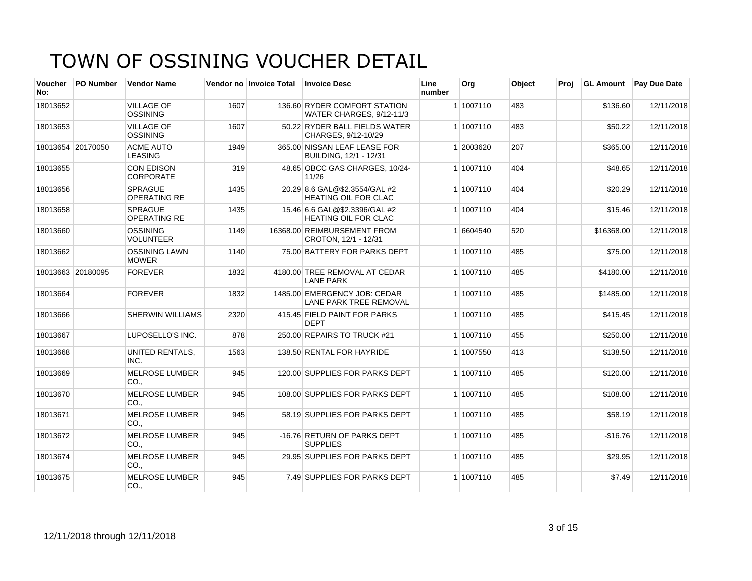# TOWN OF OSSINING VOUCHER DETAIL

| Voucher No: | PO Number | Vendor Name | Vendor no | Invoice Total | Invoice Desc | Line number | Org | Object | Proj | GL Amount | Pay Due Date |
|---|---|---|---|---|---|---|---|---|---|---|---|
| 18013652 | | VILLAGE OF OSSINING | 1607 | 136.60 | RYDER COMFORT STATION WATER CHARGES, 9/12-11/3 | 1 | 1007110 | 483 | | $136.60 | 12/11/2018 |
| 18013653 | | VILLAGE OF OSSINING | 1607 | 50.22 | RYDER BALL FIELDS WATER CHARGES, 9/12-10/29 | 1 | 1007110 | 483 | | $50.22 | 12/11/2018 |
| 18013654 | 20170050 | ACME AUTO LEASING | 1949 | 365.00 | NISSAN LEAF LEASE FOR BUILDING, 12/1 - 12/31 | 1 | 2003620 | 207 | | $365.00 | 12/11/2018 |
| 18013655 | | CON EDISON CORPORATE | 319 | 48.65 | OBCC GAS CHARGES, 10/24-11/26 | 1 | 1007110 | 404 | | $48.65 | 12/11/2018 |
| 18013656 | | SPRAGUE OPERATING RE | 1435 | 20.29 | 8.6 GAL@$2.3554/GAL #2 HEATING OIL FOR CLAC | 1 | 1007110 | 404 | | $20.29 | 12/11/2018 |
| 18013658 | | SPRAGUE OPERATING RE | 1435 | 15.46 | 6.6 GAL@$2.3396/GAL #2 HEATING OIL FOR CLAC | 1 | 1007110 | 404 | | $15.46 | 12/11/2018 |
| 18013660 | | OSSINING VOLUNTEER | 1149 | 16368.00 | REIMBURSEMENT FROM CROTON, 12/1 - 12/31 | 1 | 6604540 | 520 | | $16368.00 | 12/11/2018 |
| 18013662 | | OSSINING LAWN MOWER | 1140 | 75.00 | BATTERY FOR PARKS DEPT | 1 | 1007110 | 485 | | $75.00 | 12/11/2018 |
| 18013663 | 20180095 | FOREVER | 1832 | 4180.00 | TREE REMOVAL AT CEDAR LANE PARK | 1 | 1007110 | 485 | | $4180.00 | 12/11/2018 |
| 18013664 | | FOREVER | 1832 | 1485.00 | EMERGENCY JOB: CEDAR LANE PARK TREE REMOVAL | 1 | 1007110 | 485 | | $1485.00 | 12/11/2018 |
| 18013666 | | SHERWIN WILLIAMS | 2320 | 415.45 | FIELD PAINT FOR PARKS DEPT | 1 | 1007110 | 485 | | $415.45 | 12/11/2018 |
| 18013667 | | LUPOSELLO'S INC. | 878 | 250.00 | REPAIRS TO TRUCK #21 | 1 | 1007110 | 455 | | $250.00 | 12/11/2018 |
| 18013668 | | UNITED RENTALS, INC. | 1563 | 138.50 | RENTAL FOR HAYRIDE | 1 | 1007550 | 413 | | $138.50 | 12/11/2018 |
| 18013669 | | MELROSE LUMBER CO., | 945 | 120.00 | SUPPLIES FOR PARKS DEPT | 1 | 1007110 | 485 | | $120.00 | 12/11/2018 |
| 18013670 | | MELROSE LUMBER CO., | 945 | 108.00 | SUPPLIES FOR PARKS DEPT | 1 | 1007110 | 485 | | $108.00 | 12/11/2018 |
| 18013671 | | MELROSE LUMBER CO., | 945 | 58.19 | SUPPLIES FOR PARKS DEPT | 1 | 1007110 | 485 | | $58.19 | 12/11/2018 |
| 18013672 | | MELROSE LUMBER CO., | 945 | -16.76 | RETURN OF PARKS DEPT SUPPLIES | 1 | 1007110 | 485 | | -$16.76 | 12/11/2018 |
| 18013674 | | MELROSE LUMBER CO., | 945 | 29.95 | SUPPLIES FOR PARKS DEPT | 1 | 1007110 | 485 | | $29.95 | 12/11/2018 |
| 18013675 | | MELROSE LUMBER CO., | 945 | 7.49 | SUPPLIES FOR PARKS DEPT | 1 | 1007110 | 485 | | $7.49 | 12/11/2018 |

12/11/2018 through 12/11/2018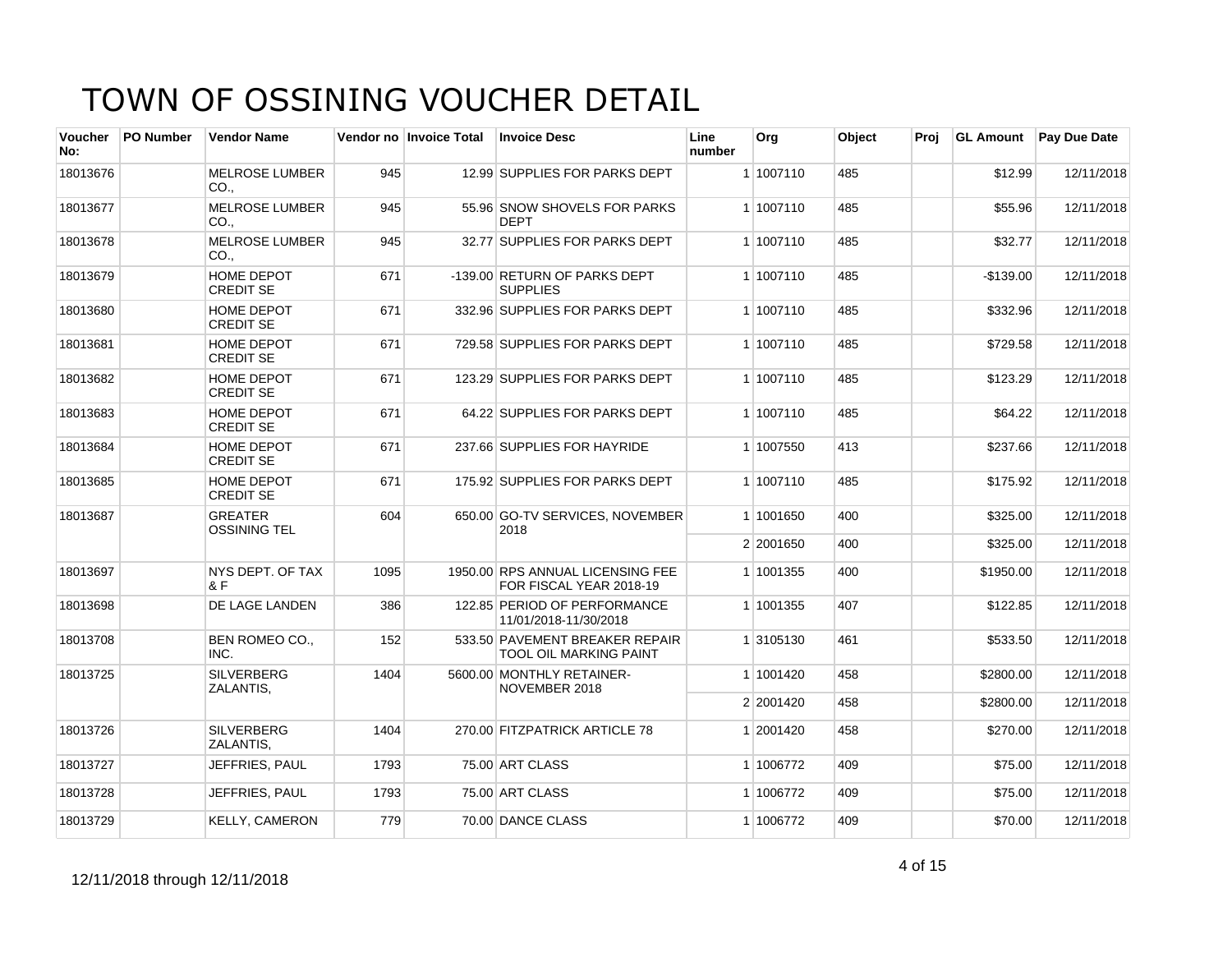# TOWN OF OSSINING VOUCHER DETAIL

| Voucher No: | PO Number | Vendor Name | Vendor no | Invoice Total | Invoice Desc | Line number | Org | Object | Proj | GL Amount | Pay Due Date |
|---|---|---|---|---|---|---|---|---|---|---|---|
| 18013676 | | MELROSE LUMBER CO., | 945 | 12.99 | SUPPLIES FOR PARKS DEPT | 1 | 1007110 | 485 | | $12.99 | 12/11/2018 |
| 18013677 | | MELROSE LUMBER CO., | 945 | 55.96 | SNOW SHOVELS FOR PARKS DEPT | 1 | 1007110 | 485 | | $55.96 | 12/11/2018 |
| 18013678 | | MELROSE LUMBER CO., | 945 | 32.77 | SUPPLIES FOR PARKS DEPT | 1 | 1007110 | 485 | | $32.77 | 12/11/2018 |
| 18013679 | | HOME DEPOT CREDIT SE | 671 | -139.00 | RETURN OF PARKS DEPT SUPPLIES | 1 | 1007110 | 485 | | -$139.00 | 12/11/2018 |
| 18013680 | | HOME DEPOT CREDIT SE | 671 | 332.96 | SUPPLIES FOR PARKS DEPT | 1 | 1007110 | 485 | | $332.96 | 12/11/2018 |
| 18013681 | | HOME DEPOT CREDIT SE | 671 | 729.58 | SUPPLIES FOR PARKS DEPT | 1 | 1007110 | 485 | | $729.58 | 12/11/2018 |
| 18013682 | | HOME DEPOT CREDIT SE | 671 | 123.29 | SUPPLIES FOR PARKS DEPT | 1 | 1007110 | 485 | | $123.29 | 12/11/2018 |
| 18013683 | | HOME DEPOT CREDIT SE | 671 | 64.22 | SUPPLIES FOR PARKS DEPT | 1 | 1007110 | 485 | | $64.22 | 12/11/2018 |
| 18013684 | | HOME DEPOT CREDIT SE | 671 | 237.66 | SUPPLIES FOR HAYRIDE | 1 | 1007550 | 413 | | $237.66 | 12/11/2018 |
| 18013685 | | HOME DEPOT CREDIT SE | 671 | 175.92 | SUPPLIES FOR PARKS DEPT | 1 | 1007110 | 485 | | $175.92 | 12/11/2018 |
| 18013687 | | GREATER OSSINING TEL | 604 | 650.00 | GO-TV SERVICES, NOVEMBER 2018 | 1 | 1001650 | 400 | | $325.00 | 12/11/2018 |
| | | | | | | 2 | 2001650 | 400 | | $325.00 | 12/11/2018 |
| 18013697 | | NYS DEPT. OF TAX & F | 1095 | 1950.00 | RPS ANNUAL LICENSING FEE FOR FISCAL YEAR 2018-19 | 1 | 1001355 | 400 | | $1950.00 | 12/11/2018 |
| 18013698 | | DE LAGE LANDEN | 386 | 122.85 | PERIOD OF PERFORMANCE 11/01/2018-11/30/2018 | 1 | 1001355 | 407 | | $122.85 | 12/11/2018 |
| 18013708 | | BEN ROMEO CO., INC. | 152 | 533.50 | PAVEMENT BREAKER REPAIR TOOL OIL MARKING PAINT | 1 | 3105130 | 461 | | $533.50 | 12/11/2018 |
| 18013725 | | SILVERBERG ZALANTIS, | 1404 | 5600.00 | MONTHLY RETAINER-NOVEMBER 2018 | 1 | 1001420 | 458 | | $2800.00 | 12/11/2018 |
| | | | | | | 2 | 2001420 | 458 | | $2800.00 | 12/11/2018 |
| 18013726 | | SILVERBERG ZALANTIS, | 1404 | 270.00 | FITZPATRICK ARTICLE 78 | 1 | 2001420 | 458 | | $270.00 | 12/11/2018 |
| 18013727 | | JEFFRIES, PAUL | 1793 | 75.00 | ART CLASS | 1 | 1006772 | 409 | | $75.00 | 12/11/2018 |
| 18013728 | | JEFFRIES, PAUL | 1793 | 75.00 | ART CLASS | 1 | 1006772 | 409 | | $75.00 | 12/11/2018 |
| 18013729 | | KELLY, CAMERON | 779 | 70.00 | DANCE CLASS | 1 | 1006772 | 409 | | $70.00 | 12/11/2018 |

12/11/2018 through 12/11/2018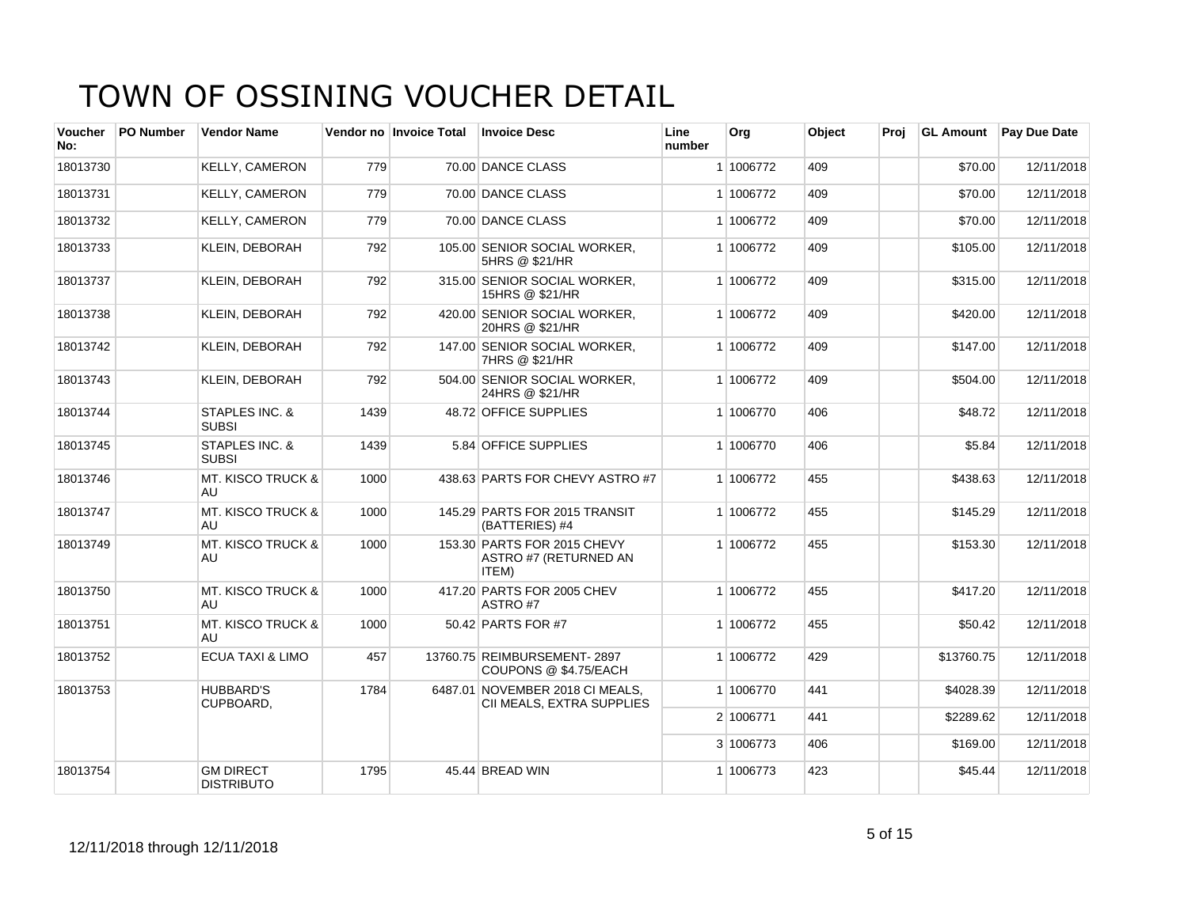# TOWN OF OSSINING VOUCHER DETAIL

| Voucher No: | PO Number | Vendor Name | Vendor no | Invoice Total | Invoice Desc | Line number | Org | Object | Proj | GL Amount | Pay Due Date |
|---|---|---|---|---|---|---|---|---|---|---|---|
| 18013730 | | KELLY, CAMERON | 779 | 70.00 | DANCE CLASS | 1 | 1006772 | 409 | | $70.00 | 12/11/2018 |
| 18013731 | | KELLY, CAMERON | 779 | 70.00 | DANCE CLASS | 1 | 1006772 | 409 | | $70.00 | 12/11/2018 |
| 18013732 | | KELLY, CAMERON | 779 | 70.00 | DANCE CLASS | 1 | 1006772 | 409 | | $70.00 | 12/11/2018 |
| 18013733 | | KLEIN, DEBORAH | 792 | 105.00 | SENIOR SOCIAL WORKER, 5HRS @ $21/HR | 1 | 1006772 | 409 | | $105.00 | 12/11/2018 |
| 18013737 | | KLEIN, DEBORAH | 792 | 315.00 | SENIOR SOCIAL WORKER, 15HRS @ $21/HR | 1 | 1006772 | 409 | | $315.00 | 12/11/2018 |
| 18013738 | | KLEIN, DEBORAH | 792 | 420.00 | SENIOR SOCIAL WORKER, 20HRS @ $21/HR | 1 | 1006772 | 409 | | $420.00 | 12/11/2018 |
| 18013742 | | KLEIN, DEBORAH | 792 | 147.00 | SENIOR SOCIAL WORKER, 7HRS @ $21/HR | 1 | 1006772 | 409 | | $147.00 | 12/11/2018 |
| 18013743 | | KLEIN, DEBORAH | 792 | 504.00 | SENIOR SOCIAL WORKER, 24HRS @ $21/HR | 1 | 1006772 | 409 | | $504.00 | 12/11/2018 |
| 18013744 | | STAPLES INC. & SUBSI | 1439 | 48.72 | OFFICE SUPPLIES | 1 | 1006770 | 406 | | $48.72 | 12/11/2018 |
| 18013745 | | STAPLES INC. & SUBSI | 1439 | 5.84 | OFFICE SUPPLIES | 1 | 1006770 | 406 | | $5.84 | 12/11/2018 |
| 18013746 | | MT. KISCO TRUCK & AU | 1000 | 438.63 | PARTS FOR CHEVY ASTRO #7 | 1 | 1006772 | 455 | | $438.63 | 12/11/2018 |
| 18013747 | | MT. KISCO TRUCK & AU | 1000 | 145.29 | PARTS FOR 2015 TRANSIT (BATTERIES) #4 | 1 | 1006772 | 455 | | $145.29 | 12/11/2018 |
| 18013749 | | MT. KISCO TRUCK & AU | 1000 | 153.30 | PARTS FOR 2015 CHEVY ASTRO #7 (RETURNED AN ITEM) | 1 | 1006772 | 455 | | $153.30 | 12/11/2018 |
| 18013750 | | MT. KISCO TRUCK & AU | 1000 | 417.20 | PARTS FOR 2005 CHEV ASTRO #7 | 1 | 1006772 | 455 | | $417.20 | 12/11/2018 |
| 18013751 | | MT. KISCO TRUCK & AU | 1000 | 50.42 | PARTS FOR #7 | 1 | 1006772 | 455 | | $50.42 | 12/11/2018 |
| 18013752 | | ECUA TAXI & LIMO | 457 | 13760.75 | REIMBURSEMENT- 2897 COUPONS @ $4.75/EACH | 1 | 1006772 | 429 | | $13760.75 | 12/11/2018 |
| 18013753 | | HUBBARD'S CUPBOARD, | 1784 | 6487.01 | NOVEMBER 2018 CI MEALS, CII MEALS, EXTRA SUPPLIES | 1 | 1006770 | 441 | | $4028.39 | 12/11/2018 |
| | | | | | | 2 | 1006771 | 441 | | $2289.62 | 12/11/2018 |
| | | | | | | 3 | 1006773 | 406 | | $169.00 | 12/11/2018 |
| 18013754 | | GM DIRECT DISTRIBUTO | 1795 | 45.44 | BREAD WIN | 1 | 1006773 | 423 | | $45.44 | 12/11/2018 |

12/11/2018 through 12/11/2018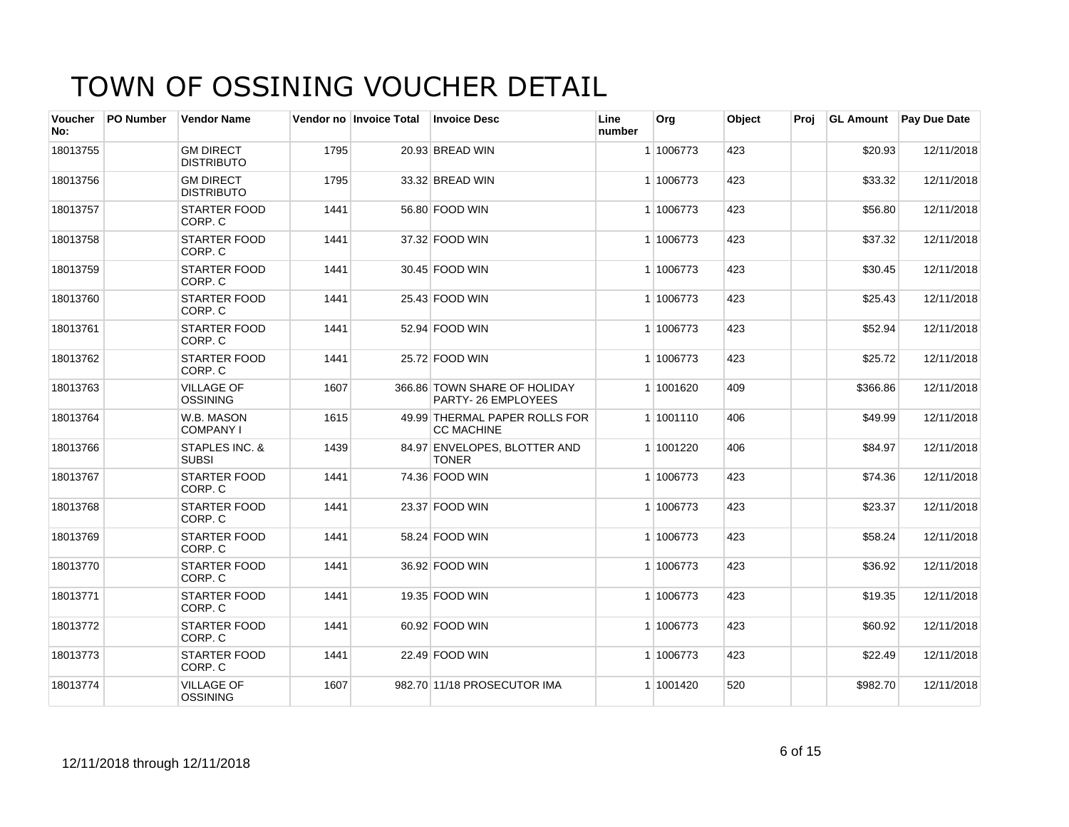# TOWN OF OSSINING VOUCHER DETAIL

| Voucher No: | PO Number | Vendor Name | Vendor no | Invoice Total | Invoice Desc | Line number | Org | Object | Proj | GL Amount | Pay Due Date |
|---|---|---|---|---|---|---|---|---|---|---|---|
| 18013755 | | GM DIRECT DISTRIBUTO | 1795 | 20.93 | BREAD WIN | 1 | 1006773 | 423 | | $20.93 | 12/11/2018 |
| 18013756 | | GM DIRECT DISTRIBUTO | 1795 | 33.32 | BREAD WIN | 1 | 1006773 | 423 | | $33.32 | 12/11/2018 |
| 18013757 | | STARTER FOOD CORP. C | 1441 | 56.80 | FOOD WIN | 1 | 1006773 | 423 | | $56.80 | 12/11/2018 |
| 18013758 | | STARTER FOOD CORP. C | 1441 | 37.32 | FOOD WIN | 1 | 1006773 | 423 | | $37.32 | 12/11/2018 |
| 18013759 | | STARTER FOOD CORP. C | 1441 | 30.45 | FOOD WIN | 1 | 1006773 | 423 | | $30.45 | 12/11/2018 |
| 18013760 | | STARTER FOOD CORP. C | 1441 | 25.43 | FOOD WIN | 1 | 1006773 | 423 | | $25.43 | 12/11/2018 |
| 18013761 | | STARTER FOOD CORP. C | 1441 | 52.94 | FOOD WIN | 1 | 1006773 | 423 | | $52.94 | 12/11/2018 |
| 18013762 | | STARTER FOOD CORP. C | 1441 | 25.72 | FOOD WIN | 1 | 1006773 | 423 | | $25.72 | 12/11/2018 |
| 18013763 | | VILLAGE OF OSSINING | 1607 | 366.86 | TOWN SHARE OF HOLIDAY PARTY- 26 EMPLOYEES | 1 | 1001620 | 409 | | $366.86 | 12/11/2018 |
| 18013764 | | W.B. MASON COMPANY I | 1615 | 49.99 | THERMAL PAPER ROLLS FOR CC MACHINE | 1 | 1001110 | 406 | | $49.99 | 12/11/2018 |
| 18013766 | | STAPLES INC. & SUBSI | 1439 | 84.97 | ENVELOPES, BLOTTER AND TONER | 1 | 1001220 | 406 | | $84.97 | 12/11/2018 |
| 18013767 | | STARTER FOOD CORP. C | 1441 | 74.36 | FOOD WIN | 1 | 1006773 | 423 | | $74.36 | 12/11/2018 |
| 18013768 | | STARTER FOOD CORP. C | 1441 | 23.37 | FOOD WIN | 1 | 1006773 | 423 | | $23.37 | 12/11/2018 |
| 18013769 | | STARTER FOOD CORP. C | 1441 | 58.24 | FOOD WIN | 1 | 1006773 | 423 | | $58.24 | 12/11/2018 |
| 18013770 | | STARTER FOOD CORP. C | 1441 | 36.92 | FOOD WIN | 1 | 1006773 | 423 | | $36.92 | 12/11/2018 |
| 18013771 | | STARTER FOOD CORP. C | 1441 | 19.35 | FOOD WIN | 1 | 1006773 | 423 | | $19.35 | 12/11/2018 |
| 18013772 | | STARTER FOOD CORP. C | 1441 | 60.92 | FOOD WIN | 1 | 1006773 | 423 | | $60.92 | 12/11/2018 |
| 18013773 | | STARTER FOOD CORP. C | 1441 | 22.49 | FOOD WIN | 1 | 1006773 | 423 | | $22.49 | 12/11/2018 |
| 18013774 | | VILLAGE OF OSSINING | 1607 | 982.70 | 11/18 PROSECUTOR IMA | 1 | 1001420 | 520 | | $982.70 | 12/11/2018 |

12/11/2018 through 12/11/2018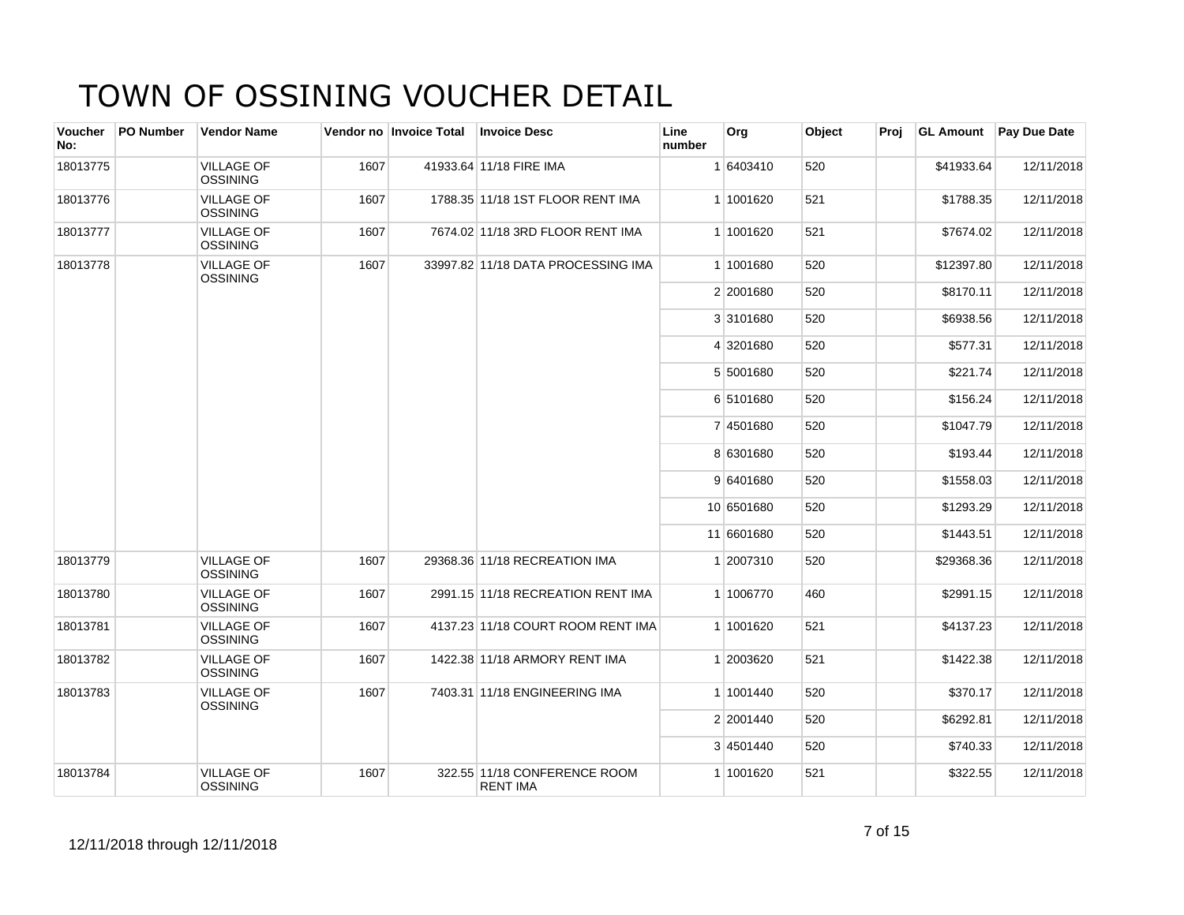# TOWN OF OSSINING VOUCHER DETAIL

| Voucher No: | PO Number | Vendor Name | Vendor no | Invoice Total | Invoice Desc | Line number | Org | Object | Proj | GL Amount | Pay Due Date |
|---|---|---|---|---|---|---|---|---|---|---|---|
| 18013775 | | VILLAGE OF OSSINING | 1607 | 41933.64 | 11/18 FIRE IMA | 1 | 6403410 | 520 | | $41933.64 | 12/11/2018 |
| 18013776 | | VILLAGE OF OSSINING | 1607 | 1788.35 | 11/18 1ST FLOOR RENT IMA | 1 | 1001620 | 521 | | $1788.35 | 12/11/2018 |
| 18013777 | | VILLAGE OF OSSINING | 1607 | 7674.02 | 11/18 3RD FLOOR RENT IMA | 1 | 1001620 | 521 | | $7674.02 | 12/11/2018 |
| 18013778 | | VILLAGE OF OSSINING | 1607 | 33997.82 | 11/18 DATA PROCESSING IMA | 1 | 1001680 | 520 | | $12397.80 | 12/11/2018 |
| | | | | | | 2 | 2001680 | 520 | | $8170.11 | 12/11/2018 |
| | | | | | | 3 | 3101680 | 520 | | $6938.56 | 12/11/2018 |
| | | | | | | 4 | 3201680 | 520 | | $577.31 | 12/11/2018 |
| | | | | | | 5 | 5001680 | 520 | | $221.74 | 12/11/2018 |
| | | | | | | 6 | 5101680 | 520 | | $156.24 | 12/11/2018 |
| | | | | | | 7 | 4501680 | 520 | | $1047.79 | 12/11/2018 |
| | | | | | | 8 | 6301680 | 520 | | $193.44 | 12/11/2018 |
| | | | | | | 9 | 6401680 | 520 | | $1558.03 | 12/11/2018 |
| | | | | | | 10 | 6501680 | 520 | | $1293.29 | 12/11/2018 |
| | | | | | | 11 | 6601680 | 520 | | $1443.51 | 12/11/2018 |
| 18013779 | | VILLAGE OF OSSINING | 1607 | 29368.36 | 11/18 RECREATION IMA | 1 | 2007310 | 520 | | $29368.36 | 12/11/2018 |
| 18013780 | | VILLAGE OF OSSINING | 1607 | 2991.15 | 11/18 RECREATION RENT IMA | 1 | 1006770 | 460 | | $2991.15 | 12/11/2018 |
| 18013781 | | VILLAGE OF OSSINING | 1607 | 4137.23 | 11/18 COURT ROOM RENT IMA | 1 | 1001620 | 521 | | $4137.23 | 12/11/2018 |
| 18013782 | | VILLAGE OF OSSINING | 1607 | 1422.38 | 11/18 ARMORY RENT IMA | 1 | 2003620 | 521 | | $1422.38 | 12/11/2018 |
| 18013783 | | VILLAGE OF OSSINING | 1607 | 7403.31 | 11/18 ENGINEERING IMA | 1 | 1001440 | 520 | | $370.17 | 12/11/2018 |
| | | | | | | 2 | 2001440 | 520 | | $6292.81 | 12/11/2018 |
| | | | | | | 3 | 4501440 | 520 | | $740.33 | 12/11/2018 |
| 18013784 | | VILLAGE OF OSSINING | 1607 | 322.55 | 11/18 CONFERENCE ROOM RENT IMA | 1 | 1001620 | 521 | | $322.55 | 12/11/2018 |

12/11/2018 through 12/11/2018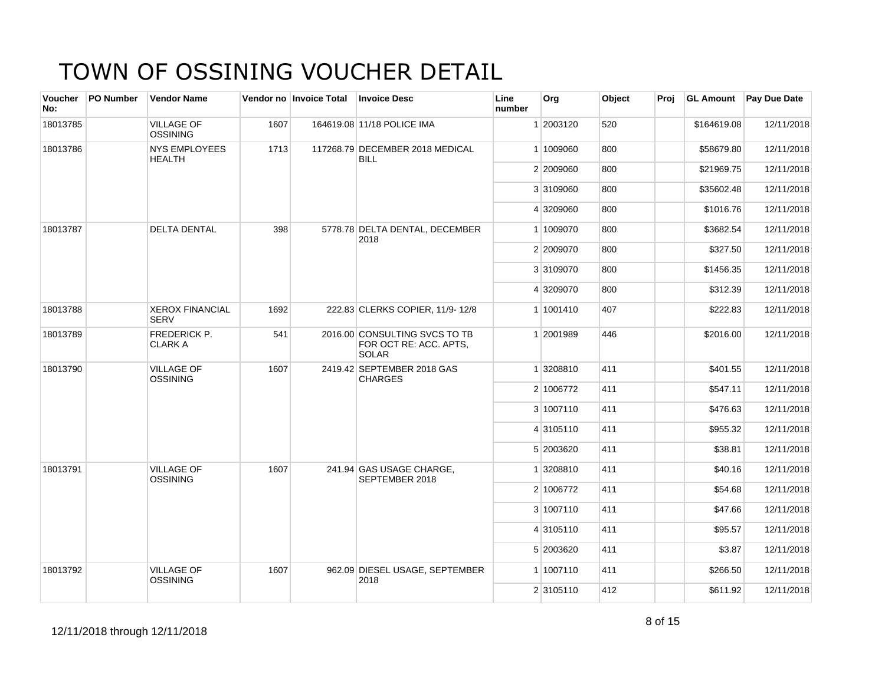# TOWN OF OSSINING VOUCHER DETAIL

| Voucher No: | PO Number | Vendor Name | Vendor no | Invoice Total | Invoice Desc | Line number | Org | Object | Proj | GL Amount | Pay Due Date |
|---|---|---|---|---|---|---|---|---|---|---|---|
| 18013785 | | VILLAGE OF OSSINING | 1607 | 164619.08 | 11/18 POLICE IMA | 1 | 2003120 | 520 | | $164619.08 | 12/11/2018 |
| 18013786 | | NYS EMPLOYEES HEALTH | 1713 | 117268.79 | DECEMBER 2018 MEDICAL BILL | 1 | 1009060 | 800 | | $58679.80 | 12/11/2018 |
| | | | | | | 2 | 2009060 | 800 | | $21969.75 | 12/11/2018 |
| | | | | | | 3 | 3109060 | 800 | | $35602.48 | 12/11/2018 |
| | | | | | | 4 | 3209060 | 800 | | $1016.76 | 12/11/2018 |
| 18013787 | | DELTA DENTAL | 398 | 5778.78 | DELTA DENTAL, DECEMBER 2018 | 1 | 1009070 | 800 | | $3682.54 | 12/11/2018 |
| | | | | | | 2 | 2009070 | 800 | | $327.50 | 12/11/2018 |
| | | | | | | 3 | 3109070 | 800 | | $1456.35 | 12/11/2018 |
| | | | | | | 4 | 3209070 | 800 | | $312.39 | 12/11/2018 |
| 18013788 | | XEROX FINANCIAL SERV | 1692 | 222.83 | CLERKS COPIER, 11/9- 12/8 | 1 | 1001410 | 407 | | $222.83 | 12/11/2018 |
| 18013789 | | FREDERICK P. CLARK A | 541 | 2016.00 | CONSULTING SVCS TO TB FOR OCT RE: ACC. APTS, SOLAR | 1 | 2001989 | 446 | | $2016.00 | 12/11/2018 |
| 18013790 | | VILLAGE OF OSSINING | 1607 | 2419.42 | SEPTEMBER 2018 GAS CHARGES | 1 | 3208810 | 411 | | $401.55 | 12/11/2018 |
| | | | | | | 2 | 1006772 | 411 | | $547.11 | 12/11/2018 |
| | | | | | | 3 | 1007110 | 411 | | $476.63 | 12/11/2018 |
| | | | | | | 4 | 3105110 | 411 | | $955.32 | 12/11/2018 |
| | | | | | | 5 | 2003620 | 411 | | $38.81 | 12/11/2018 |
| 18013791 | | VILLAGE OF OSSINING | 1607 | 241.94 | GAS USAGE CHARGE, SEPTEMBER 2018 | 1 | 3208810 | 411 | | $40.16 | 12/11/2018 |
| | | | | | | 2 | 1006772 | 411 | | $54.68 | 12/11/2018 |
| | | | | | | 3 | 1007110 | 411 | | $47.66 | 12/11/2018 |
| | | | | | | 4 | 3105110 | 411 | | $95.57 | 12/11/2018 |
| | | | | | | 5 | 2003620 | 411 | | $3.87 | 12/11/2018 |
| 18013792 | | VILLAGE OF OSSINING | 1607 | 962.09 | DIESEL USAGE, SEPTEMBER 2018 | 1 | 1007110 | 411 | | $266.50 | 12/11/2018 |
| | | | | | | 2 | 3105110 | 412 | | $611.92 | 12/11/2018 |

12/11/2018 through 12/11/2018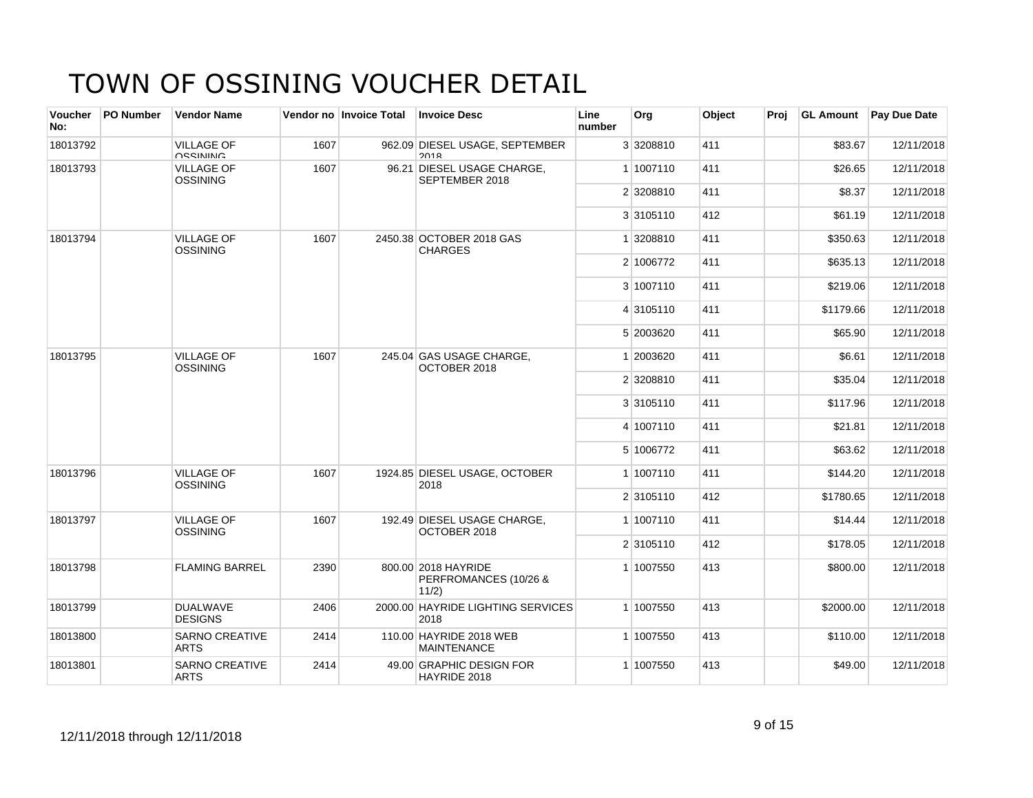# TOWN OF OSSINING VOUCHER DETAIL

| Voucher No: | PO Number | Vendor Name | Vendor no | Invoice Total | Invoice Desc | Line number | Org | Object | Proj | GL Amount | Pay Due Date |
|---|---|---|---|---|---|---|---|---|---|---|---|
| 18013792 | | VILLAGE OF OSSINING | 1607 | 962.09 | DIESEL USAGE, SEPTEMBER 2018 | 3 | 3208810 | 411 | | $83.67 | 12/11/2018 |
| 18013793 | | VILLAGE OF OSSINING | 1607 | 96.21 | DIESEL USAGE CHARGE, SEPTEMBER 2018 | 1 | 1007110 | 411 | | $26.65 | 12/11/2018 |
| | | | | | | 2 | 3208810 | 411 | | $8.37 | 12/11/2018 |
| | | | | | | 3 | 3105110 | 412 | | $61.19 | 12/11/2018 |
| 18013794 | | VILLAGE OF OSSINING | 1607 | 2450.38 | OCTOBER 2018 GAS CHARGES | 1 | 3208810 | 411 | | $350.63 | 12/11/2018 |
| | | | | | | 2 | 1006772 | 411 | | $635.13 | 12/11/2018 |
| | | | | | | 3 | 1007110 | 411 | | $219.06 | 12/11/2018 |
| | | | | | | 4 | 3105110 | 411 | | $1179.66 | 12/11/2018 |
| | | | | | | 5 | 2003620 | 411 | | $65.90 | 12/11/2018 |
| 18013795 | | VILLAGE OF OSSINING | 1607 | 245.04 | GAS USAGE CHARGE, OCTOBER 2018 | 1 | 2003620 | 411 | | $6.61 | 12/11/2018 |
| | | | | | | 2 | 3208810 | 411 | | $35.04 | 12/11/2018 |
| | | | | | | 3 | 3105110 | 411 | | $117.96 | 12/11/2018 |
| | | | | | | 4 | 1007110 | 411 | | $21.81 | 12/11/2018 |
| | | | | | | 5 | 1006772 | 411 | | $63.62 | 12/11/2018 |
| 18013796 | | VILLAGE OF OSSINING | 1607 | 1924.85 | DIESEL USAGE, OCTOBER 2018 | 1 | 1007110 | 411 | | $144.20 | 12/11/2018 |
| | | | | | | 2 | 3105110 | 412 | | $1780.65 | 12/11/2018 |
| 18013797 | | VILLAGE OF OSSINING | 1607 | 192.49 | DIESEL USAGE CHARGE, OCTOBER 2018 | 1 | 1007110 | 411 | | $14.44 | 12/11/2018 |
| | | | | | | 2 | 3105110 | 412 | | $178.05 | 12/11/2018 |
| 18013798 | | FLAMING BARREL | 2390 | 800.00 | 2018 HAYRIDE PERFROMANCES (10/26 & 11/2) | 1 | 1007550 | 413 | | $800.00 | 12/11/2018 |
| 18013799 | | DUALWAVE DESIGNS | 2406 | 2000.00 | HAYRIDE LIGHTING SERVICES 2018 | 1 | 1007550 | 413 | | $2000.00 | 12/11/2018 |
| 18013800 | | SARNO CREATIVE ARTS | 2414 | 110.00 | HAYRIDE 2018 WEB MAINTENANCE | 1 | 1007550 | 413 | | $110.00 | 12/11/2018 |
| 18013801 | | SARNO CREATIVE ARTS | 2414 | 49.00 | GRAPHIC DESIGN FOR HAYRIDE 2018 | 1 | 1007550 | 413 | | $49.00 | 12/11/2018 |

12/11/2018 through 12/11/2018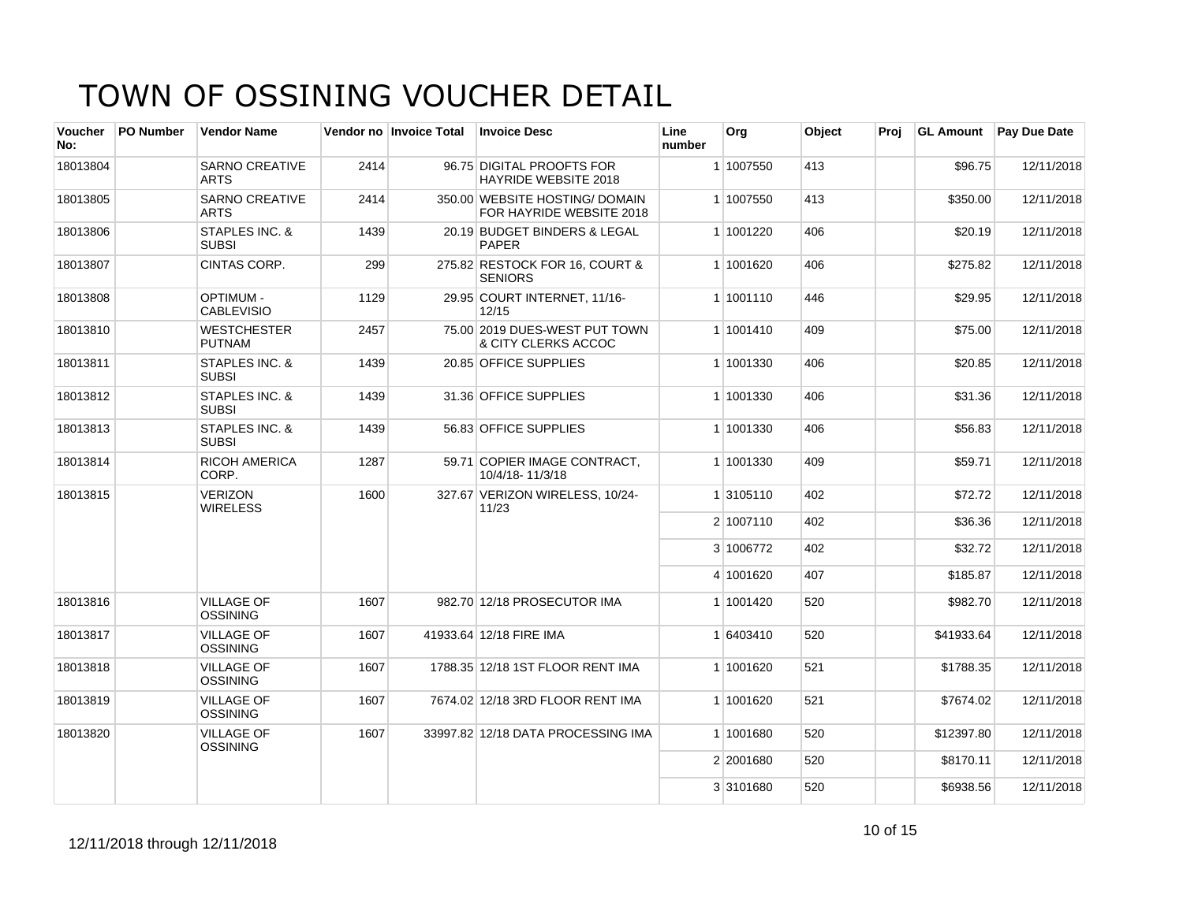# TOWN OF OSSINING VOUCHER DETAIL

| Voucher No: | PO Number | Vendor Name | Vendor no | Invoice Total | Invoice Desc | Line number | Org | Object | Proj | GL Amount | Pay Due Date |
|---|---|---|---|---|---|---|---|---|---|---|---|
| 18013804 | | SARNO CREATIVE ARTS | 2414 | 96.75 | DIGITAL PROOFTS FOR HAYRIDE WEBSITE 2018 | 1 | 1007550 | 413 | | $96.75 | 12/11/2018 |
| 18013805 | | SARNO CREATIVE ARTS | 2414 | 350.00 | WEBSITE HOSTING/ DOMAIN FOR HAYRIDE WEBSITE 2018 | 1 | 1007550 | 413 | | $350.00 | 12/11/2018 |
| 18013806 | | STAPLES INC. & SUBSI | 1439 | 20.19 | BUDGET BINDERS & LEGAL PAPER | 1 | 1001220 | 406 | | $20.19 | 12/11/2018 |
| 18013807 | | CINTAS CORP. | 299 | 275.82 | RESTOCK FOR 16, COURT & SENIORS | 1 | 1001620 | 406 | | $275.82 | 12/11/2018 |
| 18013808 | | OPTIMUM - CABLEVISIO | 1129 | 29.95 | COURT INTERNET, 11/16-12/15 | 1 | 1001110 | 446 | | $29.95 | 12/11/2018 |
| 18013810 | | WESTCHESTER PUTNAM | 2457 | 75.00 | 2019 DUES-WEST PUT TOWN & CITY CLERKS ACCOC | 1 | 1001410 | 409 | | $75.00 | 12/11/2018 |
| 18013811 | | STAPLES INC. & SUBSI | 1439 | 20.85 | OFFICE SUPPLIES | 1 | 1001330 | 406 | | $20.85 | 12/11/2018 |
| 18013812 | | STAPLES INC. & SUBSI | 1439 | 31.36 | OFFICE SUPPLIES | 1 | 1001330 | 406 | | $31.36 | 12/11/2018 |
| 18013813 | | STAPLES INC. & SUBSI | 1439 | 56.83 | OFFICE SUPPLIES | 1 | 1001330 | 406 | | $56.83 | 12/11/2018 |
| 18013814 | | RICOH AMERICA CORP. | 1287 | 59.71 | COPIER IMAGE CONTRACT, 10/4/18- 11/3/18 | 1 | 1001330 | 409 | | $59.71 | 12/11/2018 |
| 18013815 | | VERIZON WIRELESS | 1600 | 327.67 | VERIZON WIRELESS, 10/24-11/23 | 1 | 3105110 | 402 | | $72.72 | 12/11/2018 |
| | | | | | | 2 | 1007110 | 402 | | $36.36 | 12/11/2018 |
| | | | | | | 3 | 1006772 | 402 | | $32.72 | 12/11/2018 |
| | | | | | | 4 | 1001620 | 407 | | $185.87 | 12/11/2018 |
| 18013816 | | VILLAGE OF OSSINING | 1607 | 982.70 | 12/18 PROSECUTOR IMA | 1 | 1001420 | 520 | | $982.70 | 12/11/2018 |
| 18013817 | | VILLAGE OF OSSINING | 1607 | 41933.64 | 12/18 FIRE IMA | 1 | 6403410 | 520 | | $41933.64 | 12/11/2018 |
| 18013818 | | VILLAGE OF OSSINING | 1607 | 1788.35 | 12/18 1ST FLOOR RENT IMA | 1 | 1001620 | 521 | | $1788.35 | 12/11/2018 |
| 18013819 | | VILLAGE OF OSSINING | 1607 | 7674.02 | 12/18 3RD FLOOR RENT IMA | 1 | 1001620 | 521 | | $7674.02 | 12/11/2018 |
| 18013820 | | VILLAGE OF OSSINING | 1607 | 33997.82 | 12/18 DATA PROCESSING IMA | 1 | 1001680 | 520 | | $12397.80 | 12/11/2018 |
| | | | | | | 2 | 2001680 | 520 | | $8170.11 | 12/11/2018 |
| | | | | | | 3 | 3101680 | 520 | | $6938.56 | 12/11/2018 |

12/11/2018 through 12/11/2018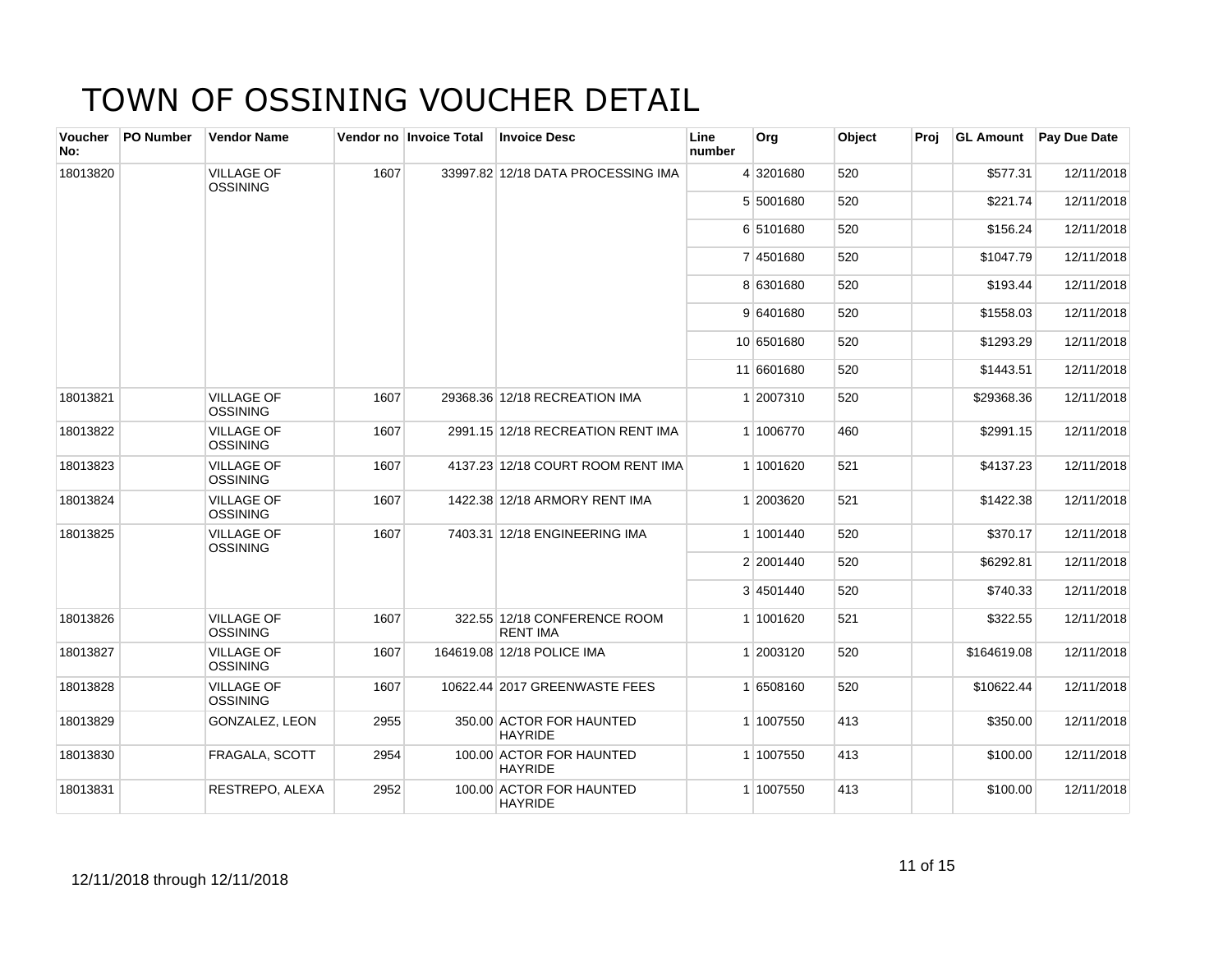# TOWN OF OSSINING VOUCHER DETAIL

| Voucher No: | PO Number | Vendor Name | Vendor no | Invoice Total | Invoice Desc | Line number | Org | Object | Proj | GL Amount | Pay Due Date |
|---|---|---|---|---|---|---|---|---|---|---|---|
| 18013820 | | VILLAGE OF OSSINING | 1607 | 33997.82 | 12/18 DATA PROCESSING IMA | 4 | 3201680 | 520 | | $577.31 | 12/11/2018 |
| | | | | | | 5 | 5001680 | 520 | | $221.74 | 12/11/2018 |
| | | | | | | 6 | 5101680 | 520 | | $156.24 | 12/11/2018 |
| | | | | | | 7 | 4501680 | 520 | | $1047.79 | 12/11/2018 |
| | | | | | | 8 | 6301680 | 520 | | $193.44 | 12/11/2018 |
| | | | | | | 9 | 6401680 | 520 | | $1558.03 | 12/11/2018 |
| | | | | | | 10 | 6501680 | 520 | | $1293.29 | 12/11/2018 |
| | | | | | | 11 | 6601680 | 520 | | $1443.51 | 12/11/2018 |
| 18013821 | | VILLAGE OF OSSINING | 1607 | 29368.36 | 12/18 RECREATION IMA | 1 | 2007310 | 520 | | $29368.36 | 12/11/2018 |
| 18013822 | | VILLAGE OF OSSINING | 1607 | 2991.15 | 12/18 RECREATION RENT IMA | 1 | 1006770 | 460 | | $2991.15 | 12/11/2018 |
| 18013823 | | VILLAGE OF OSSINING | 1607 | 4137.23 | 12/18 COURT ROOM RENT IMA | 1 | 1001620 | 521 | | $4137.23 | 12/11/2018 |
| 18013824 | | VILLAGE OF OSSINING | 1607 | 1422.38 | 12/18 ARMORY RENT IMA | 1 | 2003620 | 521 | | $1422.38 | 12/11/2018 |
| 18013825 | | VILLAGE OF OSSINING | 1607 | 7403.31 | 12/18 ENGINEERING IMA | 1 | 1001440 | 520 | | $370.17 | 12/11/2018 |
| | | | | | | 2 | 2001440 | 520 | | $6292.81 | 12/11/2018 |
| | | | | | | 3 | 4501440 | 520 | | $740.33 | 12/11/2018 |
| 18013826 | | VILLAGE OF OSSINING | 1607 | 322.55 | 12/18 CONFERENCE ROOM RENT IMA | 1 | 1001620 | 521 | | $322.55 | 12/11/2018 |
| 18013827 | | VILLAGE OF OSSINING | 1607 | 164619.08 | 12/18 POLICE IMA | 1 | 2003120 | 520 | | $164619.08 | 12/11/2018 |
| 18013828 | | VILLAGE OF OSSINING | 1607 | 10622.44 | 2017 GREENWASTE FEES | 1 | 6508160 | 520 | | $10622.44 | 12/11/2018 |
| 18013829 | | GONZALEZ, LEON | 2955 | 350.00 | ACTOR FOR HAUNTED HAYRIDE | 1 | 1007550 | 413 | | $350.00 | 12/11/2018 |
| 18013830 | | FRAGALA, SCOTT | 2954 | 100.00 | ACTOR FOR HAUNTED HAYRIDE | 1 | 1007550 | 413 | | $100.00 | 12/11/2018 |
| 18013831 | | RESTREPO, ALEXA | 2952 | 100.00 | ACTOR FOR HAUNTED HAYRIDE | 1 | 1007550 | 413 | | $100.00 | 12/11/2018 |

12/11/2018 through 12/11/2018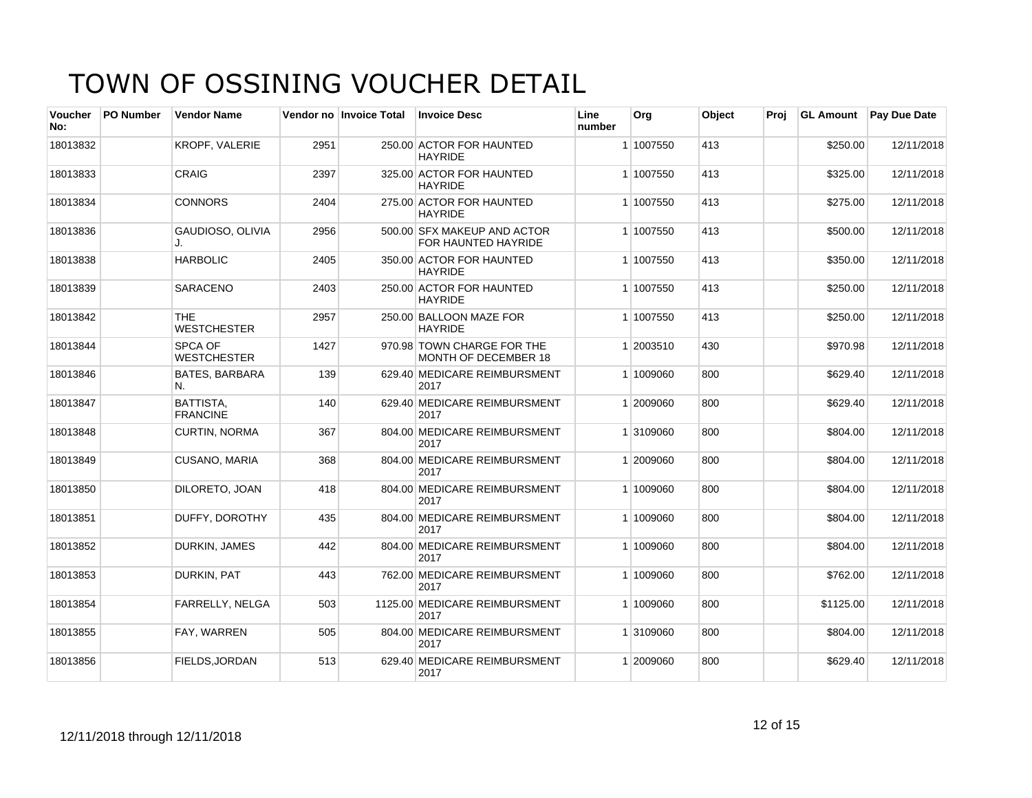# TOWN OF OSSINING VOUCHER DETAIL

| Voucher No: | PO Number | Vendor Name | Vendor no | Invoice Total | Invoice Desc | Line number | Org | Object | Proj | GL Amount | Pay Due Date |
|---|---|---|---|---|---|---|---|---|---|---|---|
| 18013832 | | KROPF, VALERIE | 2951 | 250.00 | ACTOR FOR HAUNTED HAYRIDE | 1 | 1007550 | 413 | | $250.00 | 12/11/2018 |
| 18013833 | | CRAIG | 2397 | 325.00 | ACTOR FOR HAUNTED HAYRIDE | 1 | 1007550 | 413 | | $325.00 | 12/11/2018 |
| 18013834 | | CONNORS | 2404 | 275.00 | ACTOR FOR HAUNTED HAYRIDE | 1 | 1007550 | 413 | | $275.00 | 12/11/2018 |
| 18013836 | | GAUDIOSO, OLIVIA J. | 2956 | 500.00 | SFX MAKEUP AND ACTOR FOR HAUNTED HAYRIDE | 1 | 1007550 | 413 | | $500.00 | 12/11/2018 |
| 18013838 | | HARBOLIC | 2405 | 350.00 | ACTOR FOR HAUNTED HAYRIDE | 1 | 1007550 | 413 | | $350.00 | 12/11/2018 |
| 18013839 | | SARACENO | 2403 | 250.00 | ACTOR FOR HAUNTED HAYRIDE | 1 | 1007550 | 413 | | $250.00 | 12/11/2018 |
| 18013842 | | THE WESTCHESTER | 2957 | 250.00 | BALLOON MAZE FOR HAYRIDE | 1 | 1007550 | 413 | | $250.00 | 12/11/2018 |
| 18013844 | | SPCA OF WESTCHESTER | 1427 | 970.98 | TOWN CHARGE FOR THE MONTH OF DECEMBER 18 | 1 | 2003510 | 430 | | $970.98 | 12/11/2018 |
| 18013846 | | BATES, BARBARA N. | 139 | 629.40 | MEDICARE REIMBURSMENT 2017 | 1 | 1009060 | 800 | | $629.40 | 12/11/2018 |
| 18013847 | | BATTISTA, FRANCINE | 140 | 629.40 | MEDICARE REIMBURSMENT 2017 | 1 | 2009060 | 800 | | $629.40 | 12/11/2018 |
| 18013848 | | CURTIN, NORMA | 367 | 804.00 | MEDICARE REIMBURSMENT 2017 | 1 | 3109060 | 800 | | $804.00 | 12/11/2018 |
| 18013849 | | CUSANO, MARIA | 368 | 804.00 | MEDICARE REIMBURSMENT 2017 | 1 | 2009060 | 800 | | $804.00 | 12/11/2018 |
| 18013850 | | DILORETO, JOAN | 418 | 804.00 | MEDICARE REIMBURSMENT 2017 | 1 | 1009060 | 800 | | $804.00 | 12/11/2018 |
| 18013851 | | DUFFY, DOROTHY | 435 | 804.00 | MEDICARE REIMBURSMENT 2017 | 1 | 1009060 | 800 | | $804.00 | 12/11/2018 |
| 18013852 | | DURKIN, JAMES | 442 | 804.00 | MEDICARE REIMBURSMENT 2017 | 1 | 1009060 | 800 | | $804.00 | 12/11/2018 |
| 18013853 | | DURKIN, PAT | 443 | 762.00 | MEDICARE REIMBURSMENT 2017 | 1 | 1009060 | 800 | | $762.00 | 12/11/2018 |
| 18013854 | | FARRELLY, NELGA | 503 | 1125.00 | MEDICARE REIMBURSMENT 2017 | 1 | 1009060 | 800 | | $1125.00 | 12/11/2018 |
| 18013855 | | FAY, WARREN | 505 | 804.00 | MEDICARE REIMBURSMENT 2017 | 1 | 3109060 | 800 | | $804.00 | 12/11/2018 |
| 18013856 | | FIELDS,JORDAN | 513 | 629.40 | MEDICARE REIMBURSMENT 2017 | 1 | 2009060 | 800 | | $629.40 | 12/11/2018 |

12/11/2018 through 12/11/2018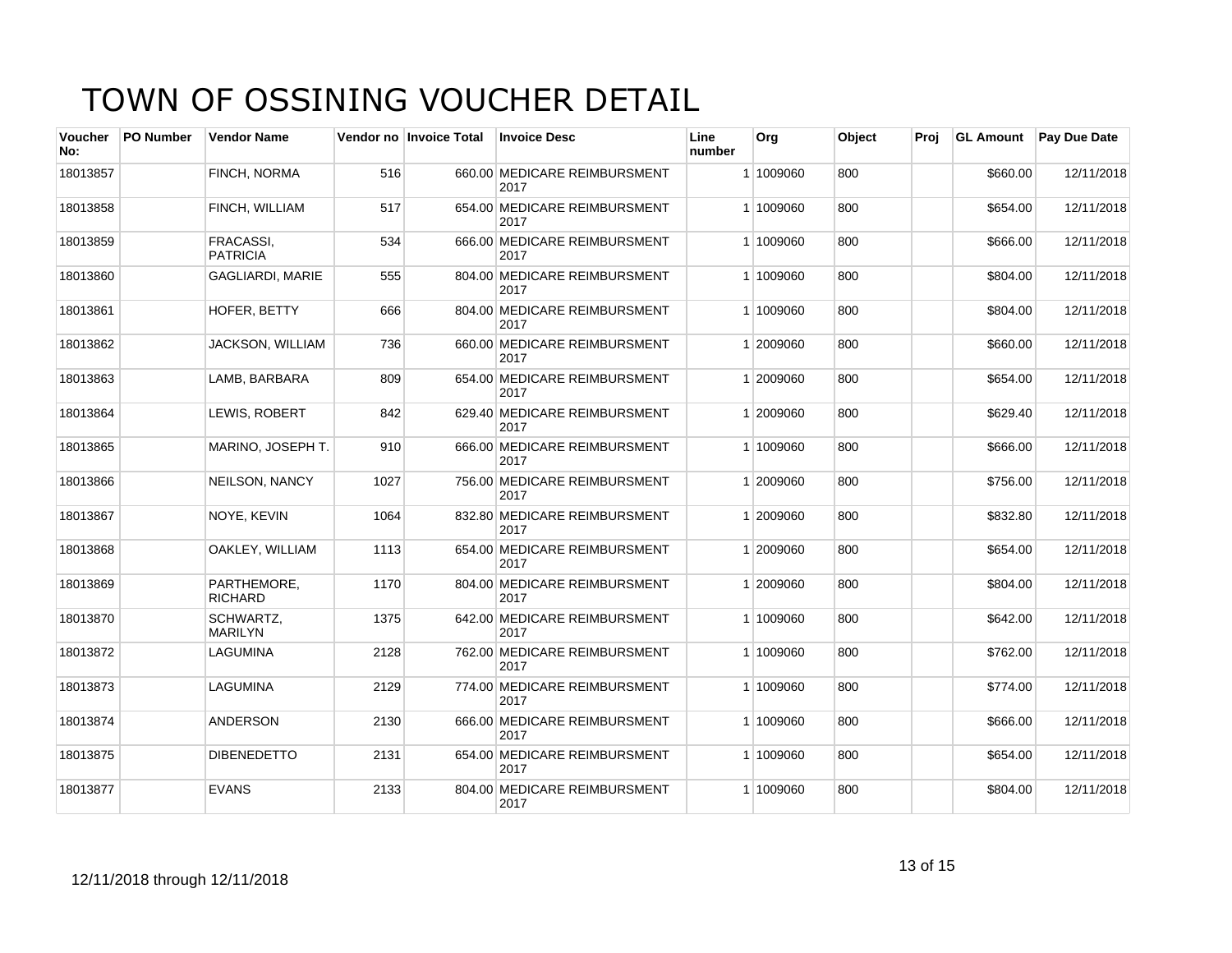# TOWN OF OSSINING VOUCHER DETAIL

| Voucher No: | PO Number | Vendor Name | Vendor no | Invoice Total | Invoice Desc | Line number | Org | Object | Proj | GL Amount | Pay Due Date |
|---|---|---|---|---|---|---|---|---|---|---|---|
| 18013857 | | FINCH, NORMA | 516 | 660.00 | MEDICARE REIMBURSMENT 2017 | 1 | 1009060 | 800 | | $660.00 | 12/11/2018 |
| 18013858 | | FINCH, WILLIAM | 517 | 654.00 | MEDICARE REIMBURSMENT 2017 | 1 | 1009060 | 800 | | $654.00 | 12/11/2018 |
| 18013859 | | FRACASSI, PATRICIA | 534 | 666.00 | MEDICARE REIMBURSMENT 2017 | 1 | 1009060 | 800 | | $666.00 | 12/11/2018 |
| 18013860 | | GAGLIARDI, MARIE | 555 | 804.00 | MEDICARE REIMBURSMENT 2017 | 1 | 1009060 | 800 | | $804.00 | 12/11/2018 |
| 18013861 | | HOFER, BETTY | 666 | 804.00 | MEDICARE REIMBURSMENT 2017 | 1 | 1009060 | 800 | | $804.00 | 12/11/2018 |
| 18013862 | | JACKSON, WILLIAM | 736 | 660.00 | MEDICARE REIMBURSMENT 2017 | 1 | 2009060 | 800 | | $660.00 | 12/11/2018 |
| 18013863 | | LAMB, BARBARA | 809 | 654.00 | MEDICARE REIMBURSMENT 2017 | 1 | 2009060 | 800 | | $654.00 | 12/11/2018 |
| 18013864 | | LEWIS, ROBERT | 842 | 629.40 | MEDICARE REIMBURSMENT 2017 | 1 | 2009060 | 800 | | $629.40 | 12/11/2018 |
| 18013865 | | MARINO, JOSEPH T. | 910 | 666.00 | MEDICARE REIMBURSMENT 2017 | 1 | 1009060 | 800 | | $666.00 | 12/11/2018 |
| 18013866 | | NEILSON, NANCY | 1027 | 756.00 | MEDICARE REIMBURSMENT 2017 | 1 | 2009060 | 800 | | $756.00 | 12/11/2018 |
| 18013867 | | NOYE, KEVIN | 1064 | 832.80 | MEDICARE REIMBURSMENT 2017 | 1 | 2009060 | 800 | | $832.80 | 12/11/2018 |
| 18013868 | | OAKLEY, WILLIAM | 1113 | 654.00 | MEDICARE REIMBURSMENT 2017 | 1 | 2009060 | 800 | | $654.00 | 12/11/2018 |
| 18013869 | | PARTHEMORE, RICHARD | 1170 | 804.00 | MEDICARE REIMBURSMENT 2017 | 1 | 2009060 | 800 | | $804.00 | 12/11/2018 |
| 18013870 | | SCHWARTZ, MARILYN | 1375 | 642.00 | MEDICARE REIMBURSMENT 2017 | 1 | 1009060 | 800 | | $642.00 | 12/11/2018 |
| 18013872 | | LAGUMINA | 2128 | 762.00 | MEDICARE REIMBURSMENT 2017 | 1 | 1009060 | 800 | | $762.00 | 12/11/2018 |
| 18013873 | | LAGUMINA | 2129 | 774.00 | MEDICARE REIMBURSMENT 2017 | 1 | 1009060 | 800 | | $774.00 | 12/11/2018 |
| 18013874 | | ANDERSON | 2130 | 666.00 | MEDICARE REIMBURSMENT 2017 | 1 | 1009060 | 800 | | $666.00 | 12/11/2018 |
| 18013875 | | DIBENEDETTO | 2131 | 654.00 | MEDICARE REIMBURSMENT 2017 | 1 | 1009060 | 800 | | $654.00 | 12/11/2018 |
| 18013877 | | EVANS | 2133 | 804.00 | MEDICARE REIMBURSMENT 2017 | 1 | 1009060 | 800 | | $804.00 | 12/11/2018 |

12/11/2018 through 12/11/2018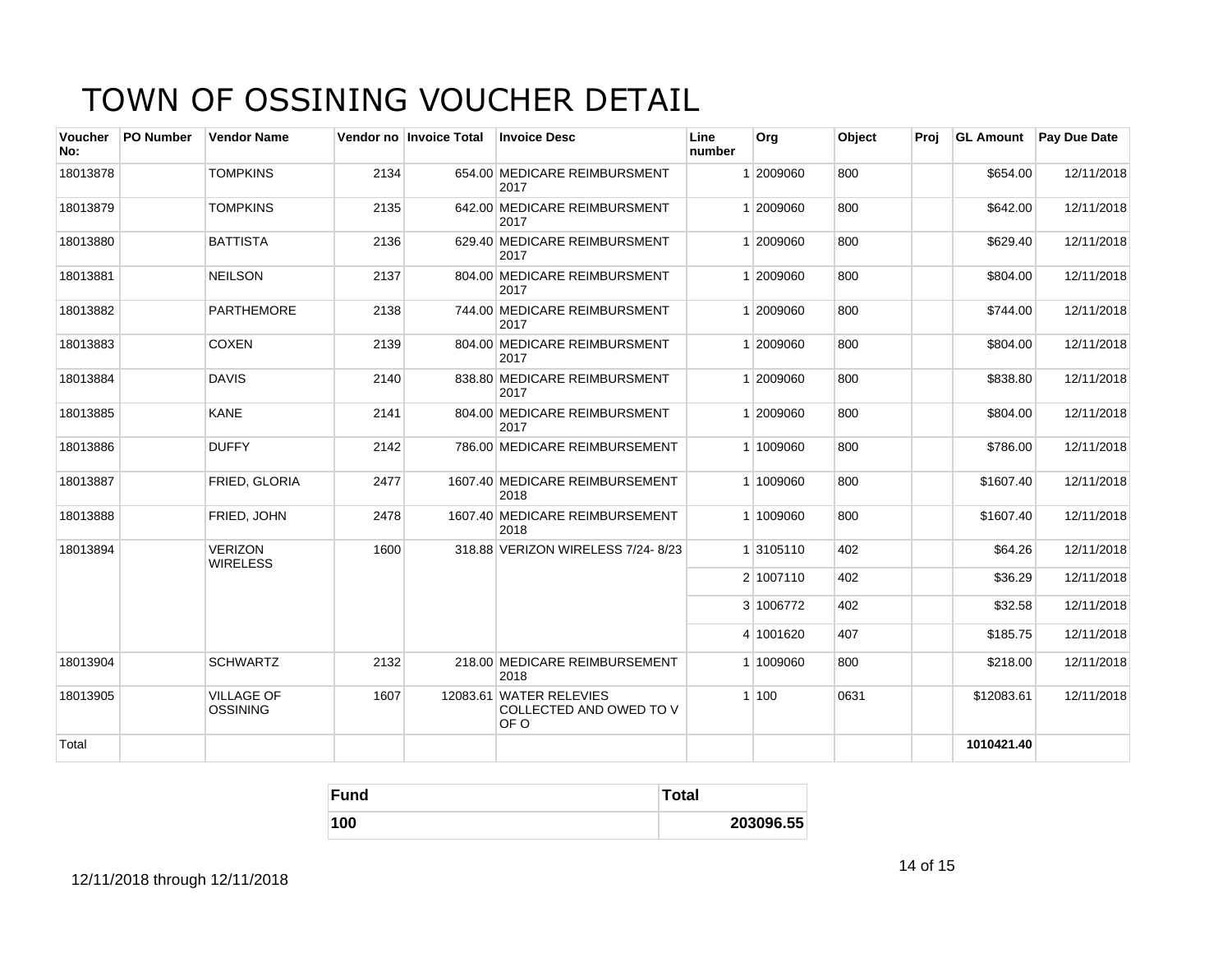# TOWN OF OSSINING VOUCHER DETAIL

| Voucher No: | PO Number | Vendor Name | Vendor no | Invoice Total | Invoice Desc | Line number | Org | Object | Proj | GL Amount | Pay Due Date |
|---|---|---|---|---|---|---|---|---|---|---|---|
| 18013878 | | TOMPKINS | 2134 | 654.00 | MEDICARE REIMBURSMENT 2017 | 1 | 2009060 | 800 | | $654.00 | 12/11/2018 |
| 18013879 | | TOMPKINS | 2135 | 642.00 | MEDICARE REIMBURSMENT 2017 | 1 | 2009060 | 800 | | $642.00 | 12/11/2018 |
| 18013880 | | BATTISTA | 2136 | 629.40 | MEDICARE REIMBURSMENT 2017 | 1 | 2009060 | 800 | | $629.40 | 12/11/2018 |
| 18013881 | | NEILSON | 2137 | 804.00 | MEDICARE REIMBURSMENT 2017 | 1 | 2009060 | 800 | | $804.00 | 12/11/2018 |
| 18013882 | | PARTHEMORE | 2138 | 744.00 | MEDICARE REIMBURSMENT 2017 | 1 | 2009060 | 800 | | $744.00 | 12/11/2018 |
| 18013883 | | COXEN | 2139 | 804.00 | MEDICARE REIMBURSMENT 2017 | 1 | 2009060 | 800 | | $804.00 | 12/11/2018 |
| 18013884 | | DAVIS | 2140 | 838.80 | MEDICARE REIMBURSMENT 2017 | 1 | 2009060 | 800 | | $838.80 | 12/11/2018 |
| 18013885 | | KANE | 2141 | 804.00 | MEDICARE REIMBURSMENT 2017 | 1 | 2009060 | 800 | | $804.00 | 12/11/2018 |
| 18013886 | | DUFFY | 2142 | 786.00 | MEDICARE REIMBURSEMENT | 1 | 1009060 | 800 | | $786.00 | 12/11/2018 |
| 18013887 | | FRIED, GLORIA | 2477 | 1607.40 | MEDICARE REIMBURSEMENT 2018 | 1 | 1009060 | 800 | | $1607.40 | 12/11/2018 |
| 18013888 | | FRIED, JOHN | 2478 | 1607.40 | MEDICARE REIMBURSEMENT 2018 | 1 | 1009060 | 800 | | $1607.40 | 12/11/2018 |
| 18013894 | | VERIZON WIRELESS | 1600 | 318.88 | VERIZON WIRELESS 7/24- 8/23 | 1 | 3105110 | 402 | | $64.26 | 12/11/2018 |
| | | | | | | 2 | 1007110 | 402 | | $36.29 | 12/11/2018 |
| | | | | | | 3 | 1006772 | 402 | | $32.58 | 12/11/2018 |
| | | | | | | 4 | 1001620 | 407 | | $185.75 | 12/11/2018 |
| 18013904 | | SCHWARTZ | 2132 | 218.00 | MEDICARE REIMBURSEMENT 2018 | 1 | 1009060 | 800 | | $218.00 | 12/11/2018 |
| 18013905 | | VILLAGE OF OSSINING | 1607 | 12083.61 | WATER RELEVIES COLLECTED AND OWED TO V OF O | 1 | 100 | 0631 | | $12083.61 | 12/11/2018 |
| Total | | | | | | | | | | **1010421.40** | |

| Fund | Total |
|---|---|
| **100** | **203096.55** |

12/11/2018 through 12/11/2018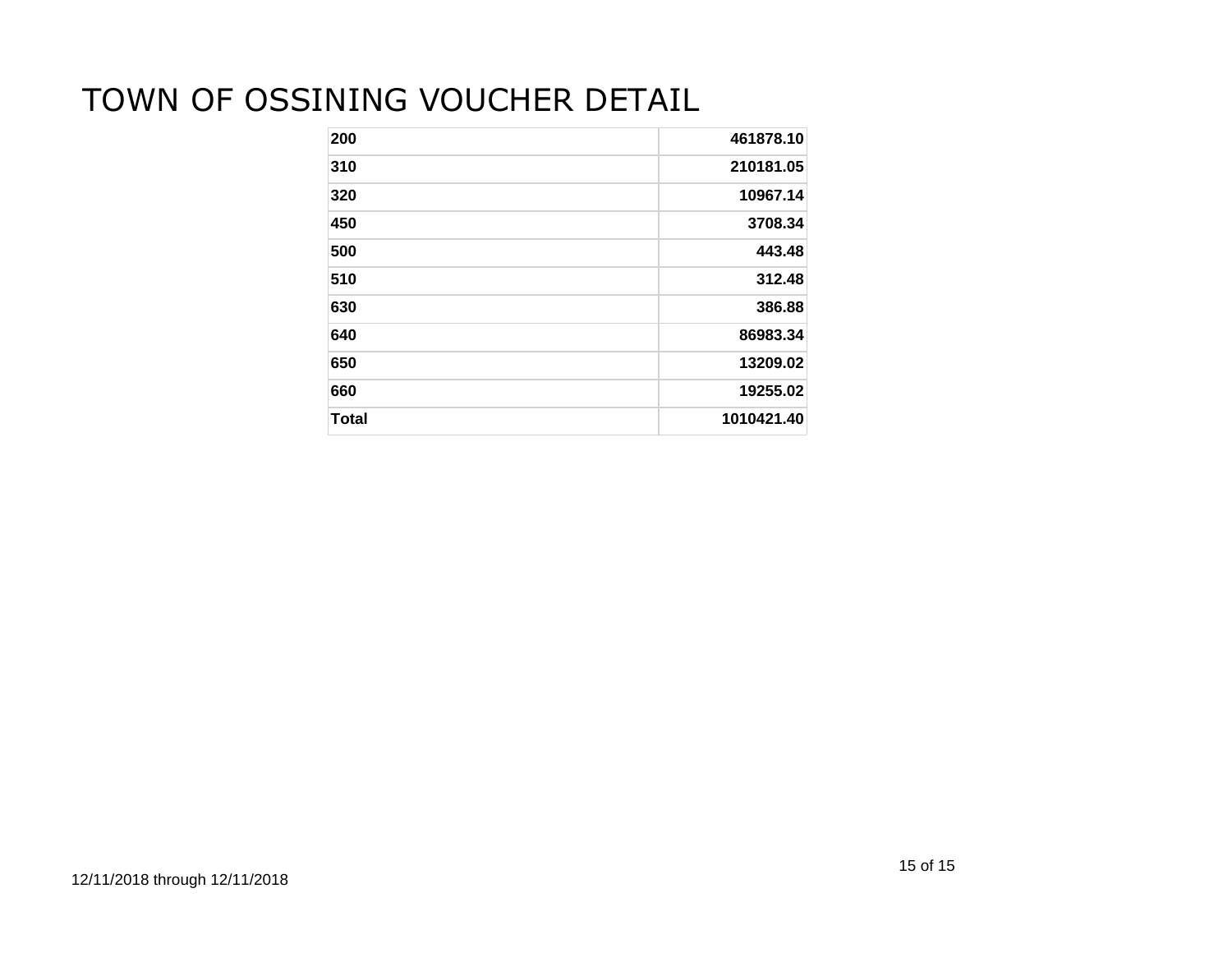# TOWN OF OSSINING VOUCHER DETAIL

| | |
|---|---|
| **200** | **461878.10** |
| **310** | **210181.05** |
| **320** | **10967.14** |
| **450** | **3708.34** |
| **500** | **443.48** |
| **510** | **312.48** |
| **630** | **386.88** |
| **640** | **86983.34** |
| **650** | **13209.02** |
| **660** | **19255.02** |
| **Total** | **1010421.40** |

12/11/2018 through 12/11/2018